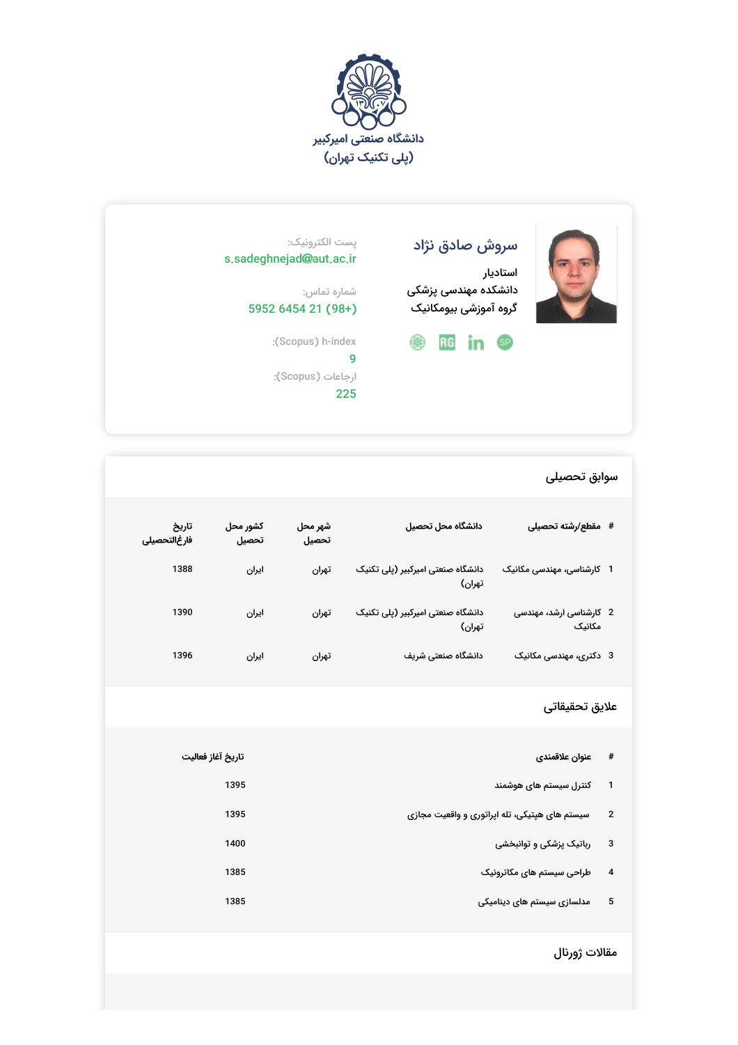دانشگاه صنعتی امیرکبیر
(پلی تکنیک تهران)

## سروش صادق نژاد

استادیار
دانشکده مهندسی پزشکی
گروه آموزشی بیومکانیک

پست الکترونیک:
s.sadeghnejad@aut.ac.ir

شماره تماس:
(98+) 21 6454 5952

h-index (Scopus):
9

ارجاعات (Scopus):
225

## سوابق تحصیلی

| # | مقطع/رشته تحصیلی | دانشگاه محل تحصیل | شهر محل تحصیل | کشور محل تحصیل | تاریخ فارغ‌التحصیلی |
| --- | --- | --- | --- | --- | --- |
| 1 | کارشناسی، مهندسی مکانیک | دانشگاه صنعتی امیرکبیر (پلی تکنیک تهران) | تهران | ایران | 1388 |
| 2 | کارشناسی ارشد، مهندسی مکانیک | دانشگاه صنعتی امیرکبیر (پلی تکنیک تهران) | تهران | ایران | 1390 |
| 3 | دکتری، مهندسی مکانیک | دانشگاه صنعتی شریف | تهران | ایران | 1396 |

## علایق تحقیقاتی

| # | عنوان علاقمندی | تاریخ آغاز فعالیت |
| --- | --- | --- |
| 1 | کنترل سیستم های هوشمند | 1395 |
| 2 | سیستم های هپتیکی، تله اپراتوری و واقعیت مجازی | 1395 |
| 3 | رباتیک پزشکی و توانبخشی | 1400 |
| 4 | طراحی سیستم های مکاترونیک | 1385 |
| 5 | مدلسازی سیستم های دینامیکی | 1385 |

## مقالات ژورنال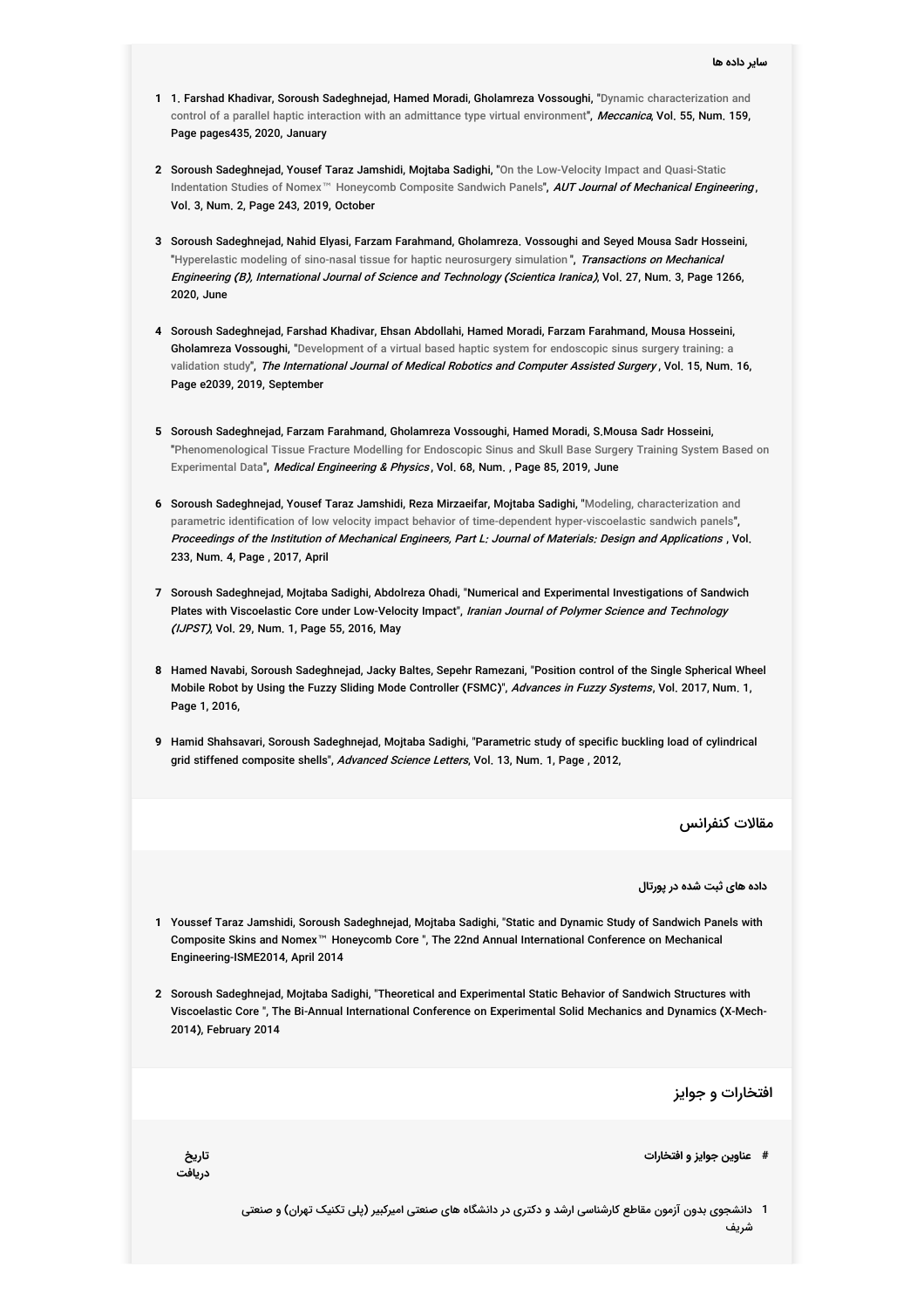**سایر داده ها**

1. 1. Farshad Khadivar, Soroush Sadeghnejad, Hamed Moradi, Gholamreza Vossoughi, "Dynamic characterization and control of a parallel haptic interaction with an admittance type virtual environment", *Meccanica*, Vol. 55, Num. 159, Page pages435, 2020, January

2. Soroush Sadeghnejad, Yousef Taraz Jamshidi, Mojtaba Sadighi, "On the Low-Velocity Impact and Quasi-Static Indentation Studies of Nomex™ Honeycomb Composite Sandwich Panels", *AUT Journal of Mechanical Engineering*, Vol. 3, Num. 2, Page 243, 2019, October

3. Soroush Sadeghnejad, Nahid Elyasi, Farzam Farahmand, Gholamreza. Vossoughi and Seyed Mousa Sadr Hosseini, "Hyperelastic modeling of sino-nasal tissue for haptic neurosurgery simulation ", *Transactions on Mechanical Engineering (B), International Journal of Science and Technology (Scientica Iranica)*, Vol. 27, Num. 3, Page 1266, 2020, June

4. Soroush Sadeghnejad, Farshad Khadivar, Ehsan Abdollahi, Hamed Moradi, Farzam Farahmand, Mousa Hosseini, Gholamreza Vossoughi, "Development of a virtual based haptic system for endoscopic sinus surgery training: a validation study", *The International Journal of Medical Robotics and Computer Assisted Surgery* , Vol. 15, Num. 16, Page e2039, 2019, September

5. Soroush Sadeghnejad, Farzam Farahmand, Gholamreza Vossoughi, Hamed Moradi, S.Mousa Sadr Hosseini, "Phenomenological Tissue Fracture Modelling for Endoscopic Sinus and Skull Base Surgery Training System Based on Experimental Data", *Medical Engineering & Physics* , Vol. 68, Num. , Page 85, 2019, June

6. Soroush Sadeghnejad, Yousef Taraz Jamshidi, Reza Mirzaeifar, Mojtaba Sadighi, "Modeling, characterization and parametric identification of low velocity impact behavior of time-dependent hyper-viscoelastic sandwich panels", *Proceedings of the Institution of Mechanical Engineers, Part L: Journal of Materials: Design and Applications* , Vol. 233, Num. 4, Page , 2017, April

7. Soroush Sadeghnejad, Mojtaba Sadighi, Abdolreza Ohadi, "Numerical and Experimental Investigations of Sandwich Plates with Viscoelastic Core under Low-Velocity Impact", *Iranian Journal of Polymer Science and Technology (IJPST)*, Vol. 29, Num. 1, Page 55, 2016, May

8. Hamed Navabi, Soroush Sadeghnejad, Jacky Baltes, Sepehr Ramezani, "Position control of the Single Spherical Wheel Mobile Robot by Using the Fuzzy Sliding Mode Controller (FSMC)", *Advances in Fuzzy Systems*, Vol. 2017, Num. 1, Page 1, 2016,

9. Hamid Shahsavari, Soroush Sadeghnejad, Mojtaba Sadighi, "Parametric study of specific buckling load of cylindrical grid stiffened composite shells", *Advanced Science Letters*, Vol. 13, Num. 1, Page , 2012,

## مقالات کنفرانس

**داده های ثبت شده در پورتال**

1. Youssef Taraz Jamshidi, Soroush Sadeghnejad, Mojtaba Sadighi, "Static and Dynamic Study of Sandwich Panels with Composite Skins and Nomex™ Honeycomb Core ", The 22nd Annual International Conference on Mechanical Engineering-ISME2014, April 2014

2. Soroush Sadeghnejad, Mojtaba Sadighi, "Theoretical and Experimental Static Behavior of Sandwich Structures with Viscoelastic Core ", The Bi-Annual International Conference on Experimental Solid Mechanics and Dynamics (X-Mech-2014), February 2014

## افتخارات و جوایز

| # | عناوین جوایز و افتخارات | تاریخ دریافت |
|---|---|---|
| 1 | دانشجوی بدون آزمون مقاطع کارشناسی ارشد و دکتری در دانشگاه های صنعتی امیرکبیر (پلی تکنیک تهران) و صنعتی شریف | |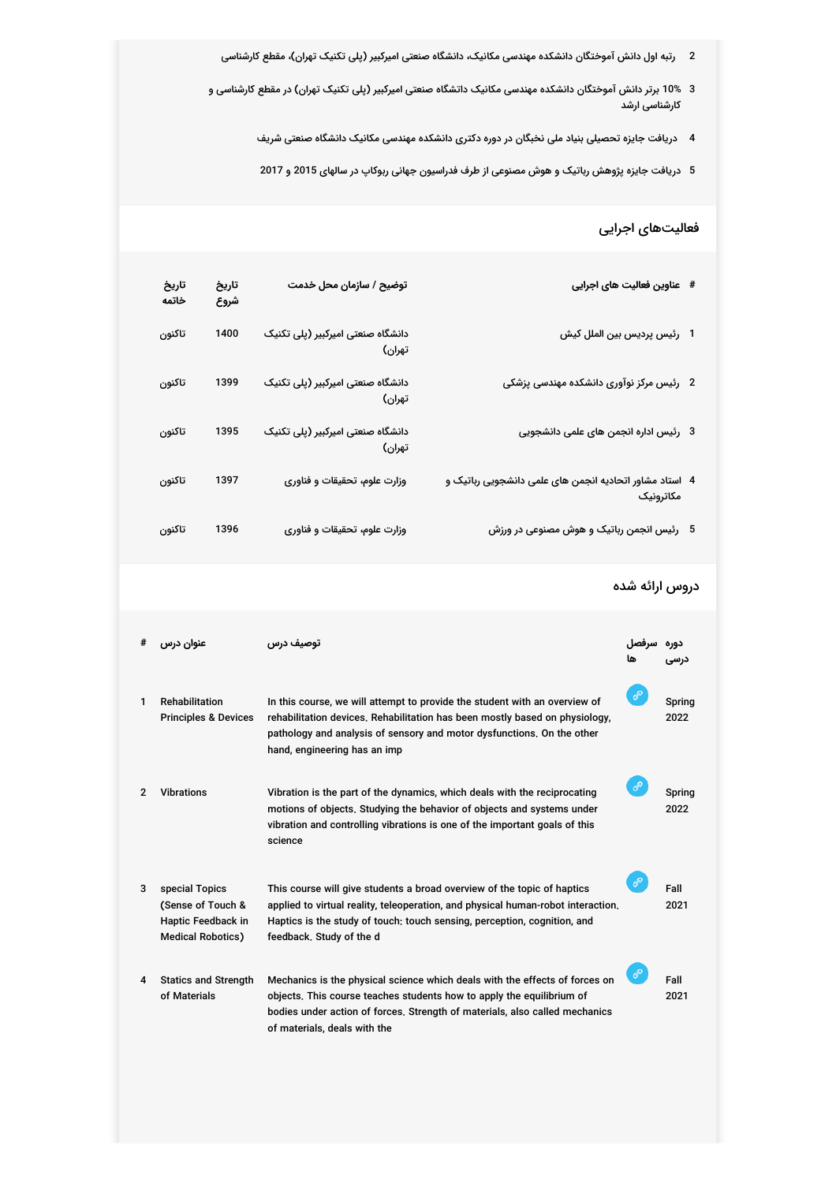2 رتبه اول دانش آموختگان دانشکده مهندسی مکانیک، دانشگاه صنعتی امیرکبیر (پلی تکنیک تهران)، مقطع کارشناسی

3 10% برتر دانش آموختگان دانشکده مهندسی مکانیک داتشگاه صنعتی امیرکبیر (پلی تکنیک تهران) در مقطع کارشناسی و کارشناسی ارشد

4 دریافت جایزه تحصیلی بنیاد ملی نخبگان در دوره دکتری دانشکده مهندسی مکانیک دانشگاه صنعتی شریف

5 دریافت جایزه پژوهش رباتیک و هوش مصنوعی از طرف فدراسیون جهانی ربوکاپ در سالهای 2015 و 2017

## فعالیت‌های اجرایی

| # | عناوین فعالیت های اجرایی | توضیح / سازمان محل خدمت | تاریخ شروع | تاریخ خاتمه |
|---|---|---|---|---|
| 1 | رئیس پردیس بین الملل کیش | دانشگاه صنعتی امیرکبیر (پلی تکنیک تهران) | 1400 | تاکنون |
| 2 | رئیس مرکز نوآوری دانشکده مهندسی پزشکی | دانشگاه صنعتی امیرکبیر (پلی تکنیک تهران) | 1399 | تاکنون |
| 3 | رئیس اداره انجمن های علمی دانشجویی | دانشگاه صنعتی امیرکبیر (پلی تکنیک تهران) | 1395 | تاکنون |
| 4 | استاد مشاور اتحادیه انجمن های علمی دانشجویی رباتیک و مکاترونیک | وزارت علوم، تحقیقات و فناوری | 1397 | تاکنون |
| 5 | رئیس انجمن رباتیک و هوش مصنوعی در ورزش | وزارت علوم، تحقیقات و فناوری | 1396 | تاکنون |

## دروس ارائه شده

| # | عنوان درس | توصیف درس | سرفصل ها | دوره درسی |
|---|---|---|---|---|
| 1 | Rehabilitation Principles & Devices | In this course, we will attempt to provide the student with an overview of rehabilitation devices. Rehabilitation has been mostly based on physiology, pathology and analysis of sensory and motor dysfunctions. On the other hand, engineering has an imp | | Spring 2022 |
| 2 | Vibrations | Vibration is the part of the dynamics, which deals with the reciprocating motions of objects. Studying the behavior of objects and systems under vibration and controlling vibrations is one of the important goals of this science | | Spring 2022 |
| 3 | special Topics (Sense of Touch & Haptic Feedback in Medical Robotics) | This course will give students a broad overview of the topic of haptics applied to virtual reality, teleoperation, and physical human-robot interaction. Haptics is the study of touch: touch sensing, perception, cognition, and feedback. Study of the d | | Fall 2021 |
| 4 | Statics and Strength of Materials | Mechanics is the physical science which deals with the effects of forces on objects. This course teaches students how to apply the equilibrium of bodies under action of forces. Strength of materials, also called mechanics of materials, deals with the | | Fall 2021 |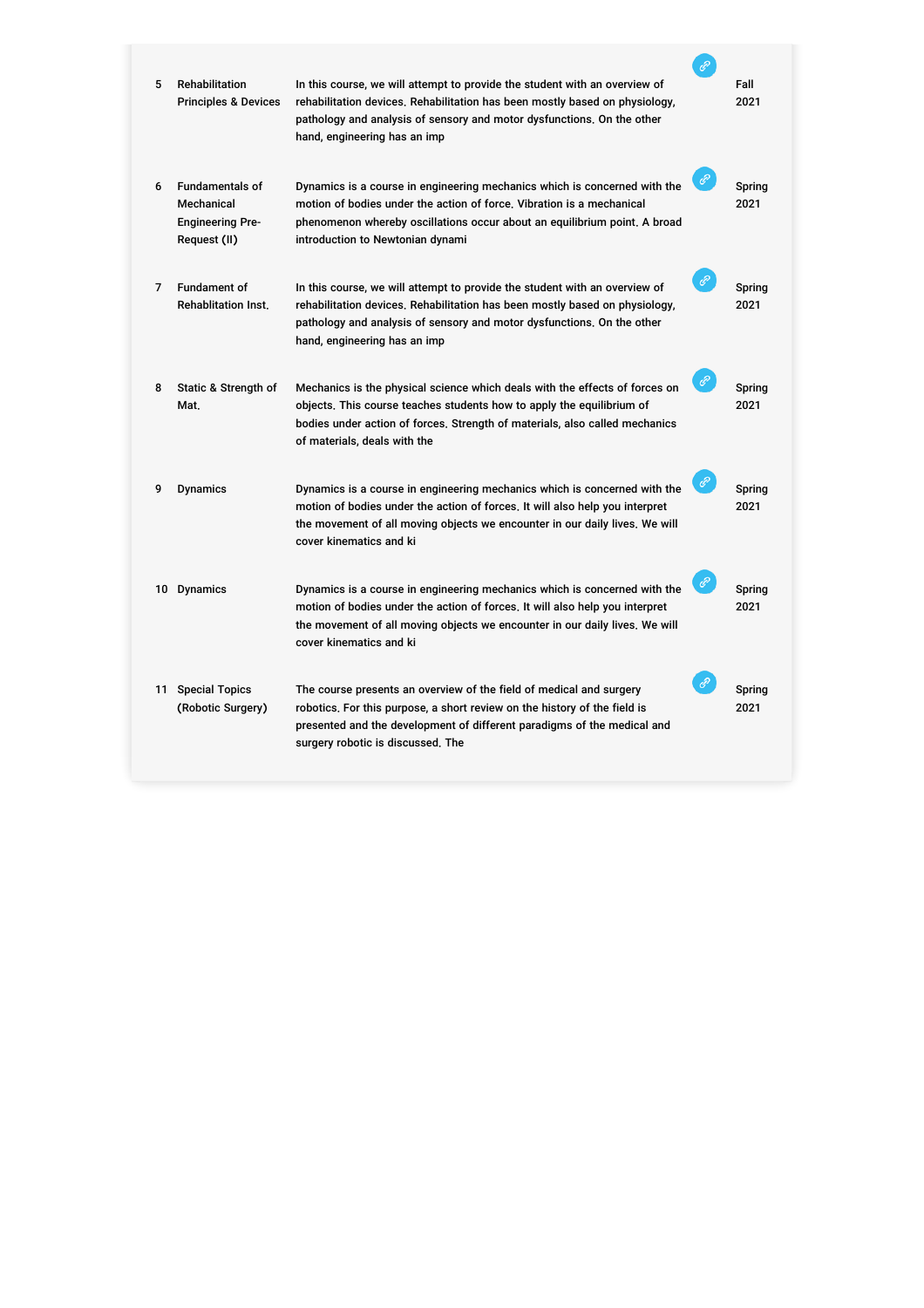| | | | | |
|---|---|---|---|---|
| 5 | Rehabilitation Principles & Devices | In this course, we will attempt to provide the student with an overview of rehabilitation devices. Rehabilitation has been mostly based on physiology, pathology and analysis of sensory and motor dysfunctions. On the other hand, engineering has an imp | | Fall 2021 |
| 6 | Fundamentals of Mechanical Engineering Pre-Request (II) | Dynamics is a course in engineering mechanics which is concerned with the motion of bodies under the action of force. Vibration is a mechanical phenomenon whereby oscillations occur about an equilibrium point. A broad introduction to Newtonian dynami | | Spring 2021 |
| 7 | Fundament of Rehabilitation Inst. | In this course, we will attempt to provide the student with an overview of rehabilitation devices. Rehabilitation has been mostly based on physiology, pathology and analysis of sensory and motor dysfunctions. On the other hand, engineering has an imp | | Spring 2021 |
| 8 | Static & Strength of Mat. | Mechanics is the physical science which deals with the effects of forces on objects. This course teaches students how to apply the equilibrium of bodies under action of forces. Strength of materials, also called mechanics of materials, deals with the | | Spring 2021 |
| 9 | Dynamics | Dynamics is a course in engineering mechanics which is concerned with the motion of bodies under the action of forces. It will also help you interpret the movement of all moving objects we encounter in our daily lives. We will cover kinematics and ki | | Spring 2021 |
| 10 | Dynamics | Dynamics is a course in engineering mechanics which is concerned with the motion of bodies under the action of forces. It will also help you interpret the movement of all moving objects we encounter in our daily lives. We will cover kinematics and ki | | Spring 2021 |
| 11 | Special Topics (Robotic Surgery) | The course presents an overview of the field of medical and surgery robotics. For this purpose, a short review on the history of the field is presented and the development of different paradigms of the medical and surgery robotic is discussed. The | | Spring 2021 |